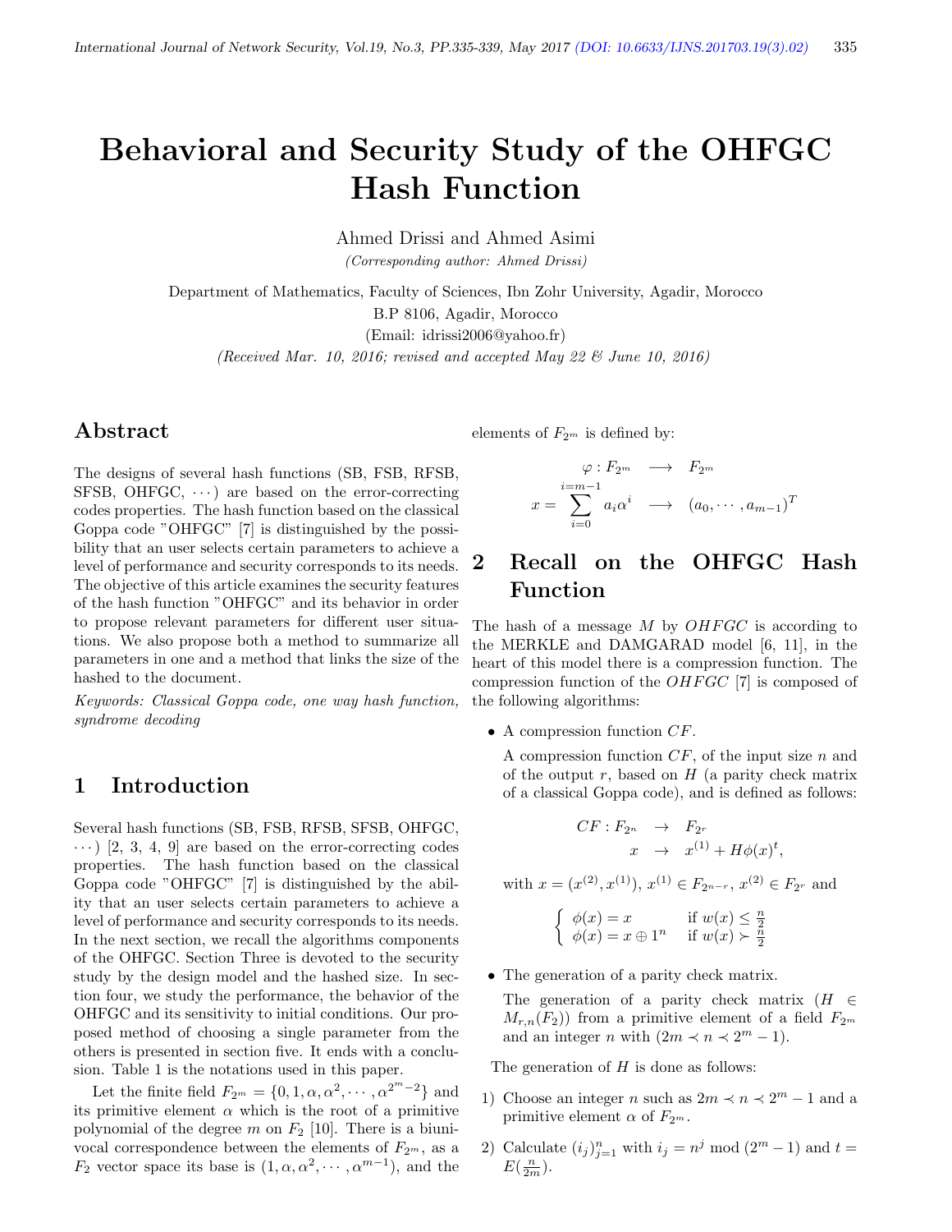# Behavioral and Security Study of the OHFGC Hash Function

Ahmed Drissi and Ahmed Asimi

*(Corresponding author: Ahmed Drissi)*

Department of Mathematics, Faculty of Sciences, Ibn Zohr University, Agadir, Morocco

B.P 8106, Agadir, Morocco

(Email: idrissi2006@yahoo.fr)

*(Received Mar. 10, 2016; revised and accepted May 22 & June 10, 2016)*

## Abstract

The designs of several hash functions (SB, FSB, RFSB, SFSB, OHFGC, $\cdots$) are based on the error-correcting codes properties. The hash function based on the classical Goppa code "OHFGC" [7] is distinguished by the possibility that an user selects certain parameters to achieve a level of performance and security corresponds to its needs. The objective of this article examines the security features of the hash function "OHFGC" and its behavior in order to propose relevant parameters for different user situations. We also propose both a method to summarize all parameters in one and a method that links the size of the hashed to the document.

*Keywords: Classical Goppa code, one way hash function, syndrome decoding*

## 1 Introduction

Several hash functions (SB, FSB, RFSB, SFSB, OHFGC, $\cdots$) [2, 3, 4, 9] are based on the error-correcting codes properties. The hash function based on the classical Goppa code "OHFGC" [7] is distinguished by the ability that an user selects certain parameters to achieve a level of performance and security corresponds to its needs. In the next section, we recall the algorithms components of the OHFGC. Section Three is devoted to the security study by the design model and the hashed size. In section four, we study the performance, the behavior of the OHFGC and its sensitivity to initial conditions. Our proposed method of choosing a single parameter from the others is presented in section five. It ends with a conclusion. Table 1 is the notations used in this paper.

Let the finite field $F_{2^m} = \{0, 1, \alpha, \alpha^2, \cdots, \alpha^{2^m-2}\}$ and its primitive element $\alpha$ which is the root of a primitive polynomial of the degree $m$ on $F_2$ [10]. There is a biunivocal correspondence between the elements of $F_{2^m}$, as a $F_2$ vector space its base is $(1, \alpha, \alpha^2, \cdots, \alpha^{m-1})$, and the elements of $F_{2^m}$ is defined by:

$$\begin{array}{rcl} \varphi : F_{2^m} & \longrightarrow & F_{2^m} \\ x = \sum_{i=0}^{i=m-1} a_i \alpha^i & \longrightarrow & (a_0, \cdots, a_{m-1})^T \end{array}$$

## 2 Recall on the OHFGC Hash Function

The hash of a message $M$ by $OHFGC$ is according to the MERKLE and DAMGARAD model [6, 11], in the heart of this model there is a compression function. The compression function of the $OHFGC$ [7] is composed of the following algorithms:

- A compression function $CF$.

  A compression function $CF$, of the input size $n$ and of the output $r$, based on $H$ (a parity check matrix of a classical Goppa code), and is defined as follows:

$$\begin{array}{rcl} CF : F_{2^n} & \rightarrow & F_{2^r} \\ x & \rightarrow & x^{(1)} + H\phi(x)^t, \end{array}$$

  with $x = (x^{(2)}, x^{(1)})$, $x^{(1)} \in F_{2^{n-r}}$, $x^{(2)} \in F_{2^r}$ and

$$\begin{cases} \phi(x) = x & \text{if } w(x) \leq \frac{n}{2} \\ \phi(x) = x \oplus 1^n & \text{if } w(x) \succ \frac{n}{2} \end{cases}$$

- The generation of a parity check matrix.

  The generation of a parity check matrix ($H \in M_{r,n}(F_2)$) from a primitive element of a field $F_{2^m}$ and an integer $n$ with ($2m \prec n \prec 2^m - 1$).

The generation of $H$ is done as follows:

1) Choose an integer $n$ such as $2m \prec n \prec 2^m - 1$ and a primitive element $\alpha$ of $F_{2^m}$.

2) Calculate $(i_j)_{j=1}^{n}$ with $i_j = n^j \bmod (2^m - 1)$ and $t = E(\frac{n}{2m})$.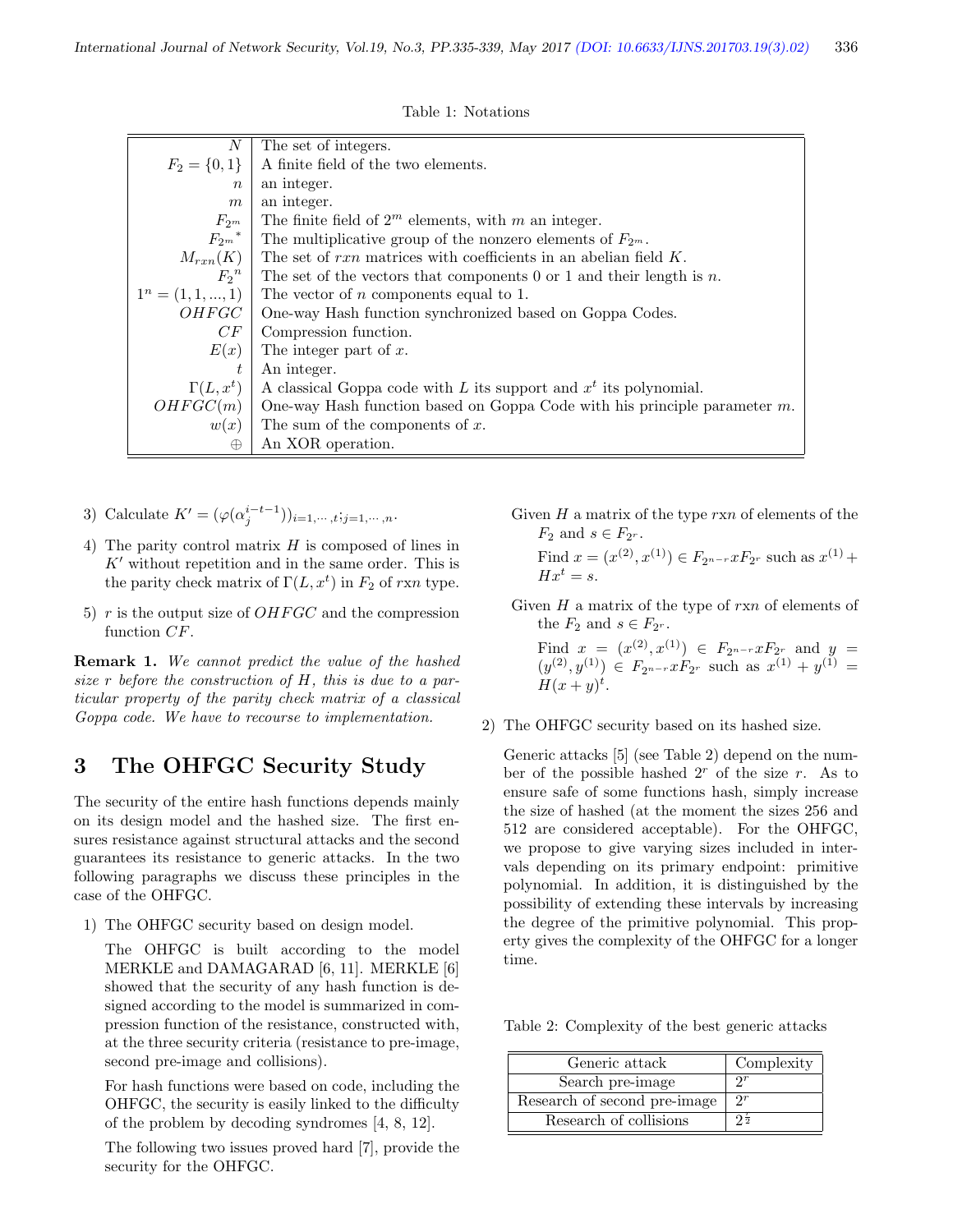Table 1: Notations

| | |
|---|---|
| $N$ | The set of integers. |
| $F_2 = \{0, 1\}$ | A finite field of the two elements. |
| $n$ | an integer. |
| $m$ | an integer. |
| $F_{2^m}$ | The finite field of $2^m$ elements, with $m$ an integer. |
| ${F_{2^m}}^*$ | The multiplicative group of the nonzero elements of $F_{2^m}$. |
| $M_{rxn}(K)$ | The set of $rxn$ matrices with coefficients in an abelian field $K$. |
| ${F_2}^n$ | The set of the vectors that components 0 or 1 and their length is $n$. |
| $1^n = (1, 1, ..., 1)$ | The vector of $n$ components equal to 1. |
| $OHFGC$ | One-way Hash function synchronized based on Goppa Codes. |
| $CF$ | Compression function. |
| $E(x)$ | The integer part of $x$. |
| $t$ | An integer. |
| $\Gamma(L, x^t)$ | A classical Goppa code with $L$ its support and $x^t$ its polynomial. |
| $OHFGC(m)$ | One-way Hash function based on Goppa Code with his principle parameter $m$. |
| $w(x)$ | The sum of the components of $x$. |
| $\oplus$ | An XOR operation. |

3) Calculate $K' = (\varphi(\alpha_j^{i-t-1}))_{i=1,\cdots,t;j=1,\cdots,n}$.

4) The parity control matrix $H$ is composed of lines in $K'$ without repetition and in the same order. This is the parity check matrix of $\Gamma(L, x^t)$ in $F_2$ of $rxn$ type.

5) $r$ is the output size of $OHFGC$ and the compression function $CF$.

**Remark 1.** *We cannot predict the value of the hashed size $r$ before the construction of $H$, this is due to a particular property of the parity check matrix of a classical Goppa code. We have to recourse to implementation.*

# 3 The OHFGC Security Study

The security of the entire hash functions depends mainly on its design model and the hashed size. The first ensures resistance against structural attacks and the second guarantees its resistance to generic attacks. In the two following paragraphs we discuss these principles in the case of the OHFGC.

1) The OHFGC security based on design model.

   The OHFGC is built according to the model MERKLE and DAMAGARAD [6, 11]. MERKLE [6] showed that the security of any hash function is designed according to the model is summarized in compression function of the resistance, constructed with, at the three security criteria (resistance to pre-image, second pre-image and collisions).

   For hash functions were based on code, including the OHFGC, the security is easily linked to the difficulty of the problem by decoding syndromes [4, 8, 12].

   The following two issues proved hard [7], provide the security for the OHFGC.

   Given $H$ a matrix of the type $rxn$ of elements of the $F_2$ and $s \in F_{2^r}$.

   Find $x = (x^{(2)}, x^{(1)}) \in F_{2^{n-r}} x F_{2^r}$ such as $x^{(1)} + Hx^t = s$.

   Given $H$ a matrix of the type of $rxn$ of elements of the $F_2$ and $s \in F_{2^r}$.

   Find $x = (x^{(2)}, x^{(1)}) \in F_{2^{n-r}} x F_{2^r}$ and $y = (y^{(2)}, y^{(1)}) \in F_{2^{n-r}} x F_{2^r}$ such as $x^{(1)} + y^{(1)} = H(x + y)^t$.

2) The OHFGC security based on its hashed size.

   Generic attacks [5] (see Table 2) depend on the number of the possible hashed $2^r$ of the size $r$. As to ensure safe of some functions hash, simply increase the size of hashed (at the moment the sizes 256 and 512 are considered acceptable). For the OHFGC, we propose to give varying sizes included in intervals depending on its primary endpoint: primitive polynomial. In addition, it is distinguished by the possibility of extending these intervals by increasing the degree of the primitive polynomial. This property gives the complexity of the OHFGC for a longer time.

Table 2: Complexity of the best generic attacks

| Generic attack | Complexity |
|---|---|
| Search pre-image | $2^r$ |
| Research of second pre-image | $2^r$ |
| Research of collisions | $2^{\frac{r}{2}}$ |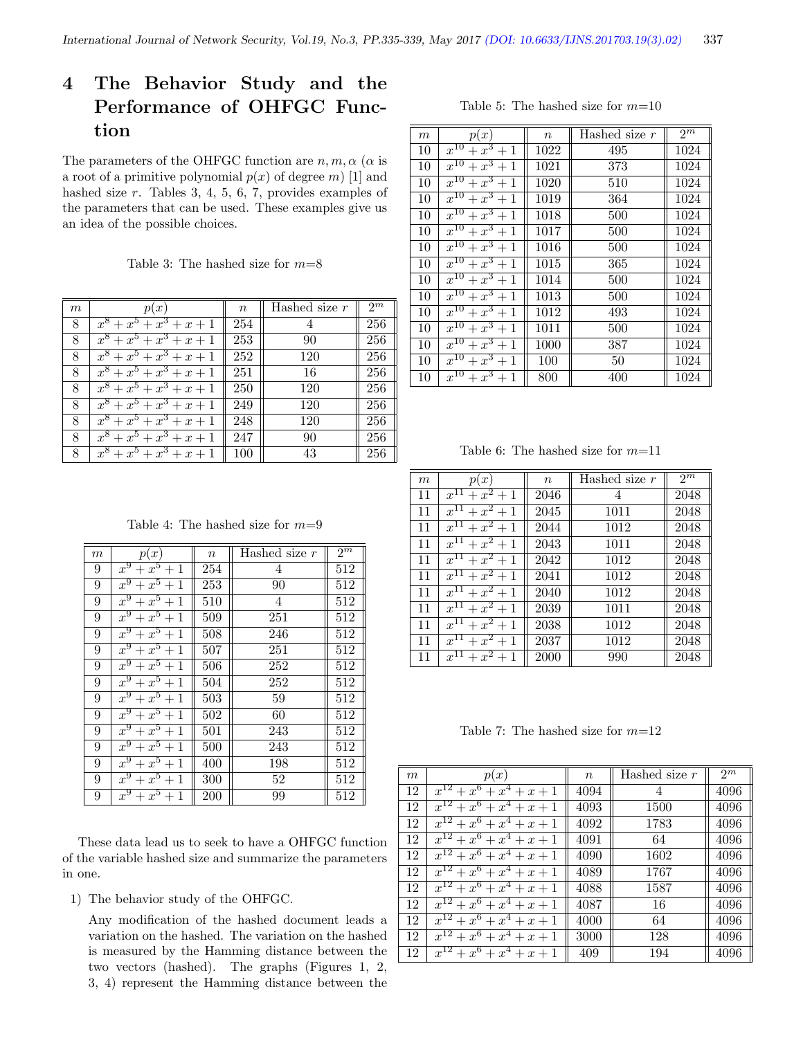# 4 The Behavior Study and the Performance of OHFGC Function

The parameters of the OHFGC function are $n, m, \alpha$ ($\alpha$ is a root of a primitive polynomial $p(x)$ of degree $m$) [1] and hashed size $r$. Tables 3, 4, 5, 6, 7, provides examples of the parameters that can be used. These examples give us an idea of the possible choices.

Table 3: The hashed size for $m$=8

| $m$ | $p(x)$ | $n$ | Hashed size $r$ | $2^m$ |
|---|---|---|---|---|
| 8 | $x^8+x^5+x^3+x+1$ | 254 | 4 | 256 |
| 8 | $x^8+x^5+x^3+x+1$ | 253 | 90 | 256 |
| 8 | $x^8+x^5+x^3+x+1$ | 252 | 120 | 256 |
| 8 | $x^8+x^5+x^3+x+1$ | 251 | 16 | 256 |
| 8 | $x^8+x^5+x^3+x+1$ | 250 | 120 | 256 |
| 8 | $x^8+x^5+x^3+x+1$ | 249 | 120 | 256 |
| 8 | $x^8+x^5+x^3+x+1$ | 248 | 120 | 256 |
| 8 | $x^8+x^5+x^3+x+1$ | 247 | 90 | 256 |
| 8 | $x^8+x^5+x^3+x+1$ | 100 | 43 | 256 |

Table 4: The hashed size for $m$=9

| $m$ | $p(x)$ | $n$ | Hashed size $r$ | $2^m$ |
|---|---|---|---|---|
| 9 | $x^9+x^5+1$ | 254 | 4 | 512 |
| 9 | $x^9+x^5+1$ | 253 | 90 | 512 |
| 9 | $x^9+x^5+1$ | 510 | 4 | 512 |
| 9 | $x^9+x^5+1$ | 509 | 251 | 512 |
| 9 | $x^9+x^5+1$ | 508 | 246 | 512 |
| 9 | $x^9+x^5+1$ | 507 | 251 | 512 |
| 9 | $x^9+x^5+1$ | 506 | 252 | 512 |
| 9 | $x^9+x^5+1$ | 504 | 252 | 512 |
| 9 | $x^9+x^5+1$ | 503 | 59 | 512 |
| 9 | $x^9+x^5+1$ | 502 | 60 | 512 |
| 9 | $x^9+x^5+1$ | 501 | 243 | 512 |
| 9 | $x^9+x^5+1$ | 500 | 243 | 512 |
| 9 | $x^9+x^5+1$ | 400 | 198 | 512 |
| 9 | $x^9+x^5+1$ | 300 | 52 | 512 |
| 9 | $x^9+x^5+1$ | 200 | 99 | 512 |

These data lead us to seek to have a OHFGC function of the variable hashed size and summarize the parameters in one.

1) The behavior study of the OHFGC.

   Any modification of the hashed document leads a variation on the hashed. The variation on the hashed is measured by the Hamming distance between the two vectors (hashed). The graphs (Figures 1, 2, 3, 4) represent the Hamming distance between the

Table 5: The hashed size for $m$=10

| $m$ | $p(x)$ | $n$ | Hashed size $r$ | $2^m$ |
|---|---|---|---|---|
| 10 | $x^{10}+x^3+1$ | 1022 | 495 | 1024 |
| 10 | $x^{10}+x^3+1$ | 1021 | 373 | 1024 |
| 10 | $x^{10}+x^3+1$ | 1020 | 510 | 1024 |
| 10 | $x^{10}+x^3+1$ | 1019 | 364 | 1024 |
| 10 | $x^{10}+x^3+1$ | 1018 | 500 | 1024 |
| 10 | $x^{10}+x^3+1$ | 1017 | 500 | 1024 |
| 10 | $x^{10}+x^3+1$ | 1016 | 500 | 1024 |
| 10 | $x^{10}+x^3+1$ | 1015 | 365 | 1024 |
| 10 | $x^{10}+x^3+1$ | 1014 | 500 | 1024 |
| 10 | $x^{10}+x^3+1$ | 1013 | 500 | 1024 |
| 10 | $x^{10}+x^3+1$ | 1012 | 493 | 1024 |
| 10 | $x^{10}+x^3+1$ | 1011 | 500 | 1024 |
| 10 | $x^{10}+x^3+1$ | 1000 | 387 | 1024 |
| 10 | $x^{10}+x^3+1$ | 100 | 50 | 1024 |
| 10 | $x^{10}+x^3+1$ | 800 | 400 | 1024 |

Table 6: The hashed size for $m$=11

| $m$ | $p(x)$ | $n$ | Hashed size $r$ | $2^m$ |
|---|---|---|---|---|
| 11 | $x^{11}+x^2+1$ | 2046 | 4 | 2048 |
| 11 | $x^{11}+x^2+1$ | 2045 | 1011 | 2048 |
| 11 | $x^{11}+x^2+1$ | 2044 | 1012 | 2048 |
| 11 | $x^{11}+x^2+1$ | 2043 | 1011 | 2048 |
| 11 | $x^{11}+x^2+1$ | 2042 | 1012 | 2048 |
| 11 | $x^{11}+x^2+1$ | 2041 | 1012 | 2048 |
| 11 | $x^{11}+x^2+1$ | 2040 | 1012 | 2048 |
| 11 | $x^{11}+x^2+1$ | 2039 | 1011 | 2048 |
| 11 | $x^{11}+x^2+1$ | 2038 | 1012 | 2048 |
| 11 | $x^{11}+x^2+1$ | 2037 | 1012 | 2048 |
| 11 | $x^{11}+x^2+1$ | 2000 | 990 | 2048 |

Table 7: The hashed size for $m$=12

| $m$ | $p(x)$ | $n$ | Hashed size $r$ | $2^m$ |
|---|---|---|---|---|
| 12 | $x^{12}+x^6+x^4+x+1$ | 4094 | 4 | 4096 |
| 12 | $x^{12}+x^6+x^4+x+1$ | 4093 | 1500 | 4096 |
| 12 | $x^{12}+x^6+x^4+x+1$ | 4092 | 1783 | 4096 |
| 12 | $x^{12}+x^6+x^4+x+1$ | 4091 | 64 | 4096 |
| 12 | $x^{12}+x^6+x^4+x+1$ | 4090 | 1602 | 4096 |
| 12 | $x^{12}+x^6+x^4+x+1$ | 4089 | 1767 | 4096 |
| 12 | $x^{12}+x^6+x^4+x+1$ | 4088 | 1587 | 4096 |
| 12 | $x^{12}+x^6+x^4+x+1$ | 4087 | 16 | 4096 |
| 12 | $x^{12}+x^6+x^4+x+1$ | 4000 | 64 | 4096 |
| 12 | $x^{12}+x^6+x^4+x+1$ | 3000 | 128 | 4096 |
| 12 | $x^{12}+x^6+x^4+x+1$ | 409 | 194 | 4096 |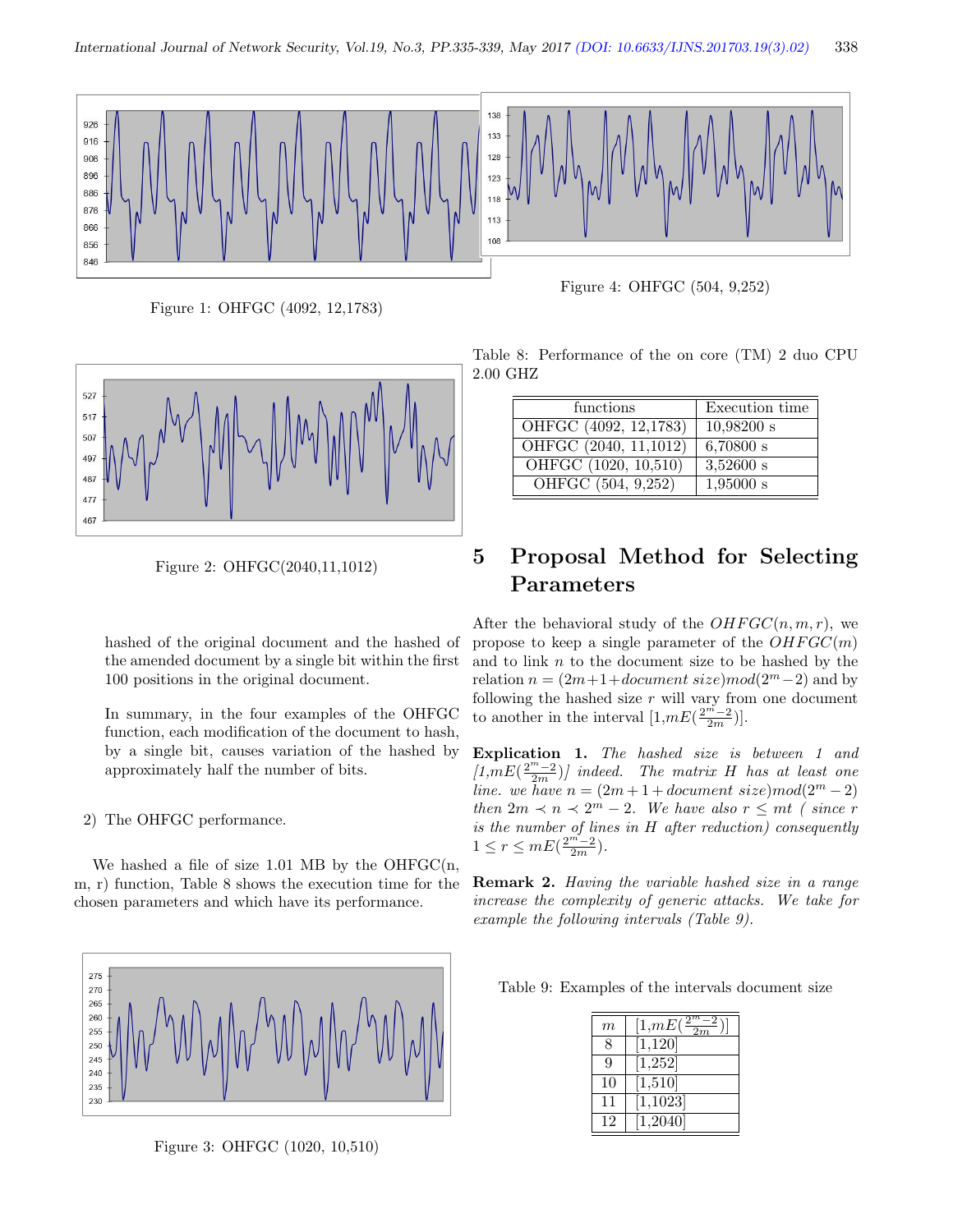Figure 1: OHFGC (4092, 12,1783)

Figure 4: OHFGC (504, 9,252)

Figure 2: OHFGC(2040,11,1012)

hashed of the original document and the hashed of the amended document by a single bit within the first 100 positions in the original document.

In summary, in the four examples of the OHFGC function, each modification of the document to hash, by a single bit, causes variation of the hashed by approximately half the number of bits.

2) The OHFGC performance.

We hashed a file of size 1.01 MB by the OHFGC(n, m, r) function, Table 8 shows the execution time for the chosen parameters and which have its performance.

Figure 3: OHFGC (1020, 10,510)

Table 8: Performance of the on core (TM) 2 duo CPU 2.00 GHZ

| functions | Execution time |
|---|---|
| OHFGC (4092, 12,1783) | 10,98200 s |
| OHFGC (2040, 11,1012) | 6,70800 s |
| OHFGC (1020, 10,510) | 3,52600 s |
| OHFGC (504, 9,252) | 1,95000 s |

# 5 Proposal Method for Selecting Parameters

After the behavioral study of the $OHFGC(n, m, r)$, we propose to keep a single parameter of the $OHFGC(m)$ and to link $n$ to the document size to be hashed by the relation $n = (2m+1+document\ size) mod (2^m-2)$ and by following the hashed size $r$ will vary from one document to another in the interval $[1, mE(\frac{2^m-2}{2m})]$.

**Explication 1.** *The hashed size is between 1 and* $[1, mE(\frac{2^m-2}{2m})]$ *indeed. The matrix H has at least one line. we have* $n = (2m + 1 + document\ size) mod (2^m - 2)$ *then* $2m \prec n \prec 2^m - 2$. *We have also* $r \leq mt$ *( since r is the number of lines in H after reduction) consequently* $1 \leq r \leq mE(\frac{2^m-2}{2m})$.

**Remark 2.** *Having the variable hashed size in a range increase the complexity of generic attacks. We take for example the following intervals (Table 9).*

Table 9: Examples of the intervals document size

| $m$ | $[1, mE(\frac{2^m-2}{2m})]$ |
|---|---|
| 8 | [1,120] |
| 9 | [1,252] |
| 10 | [1,510] |
| 11 | [1,1023] |
| 12 | [1,2040] |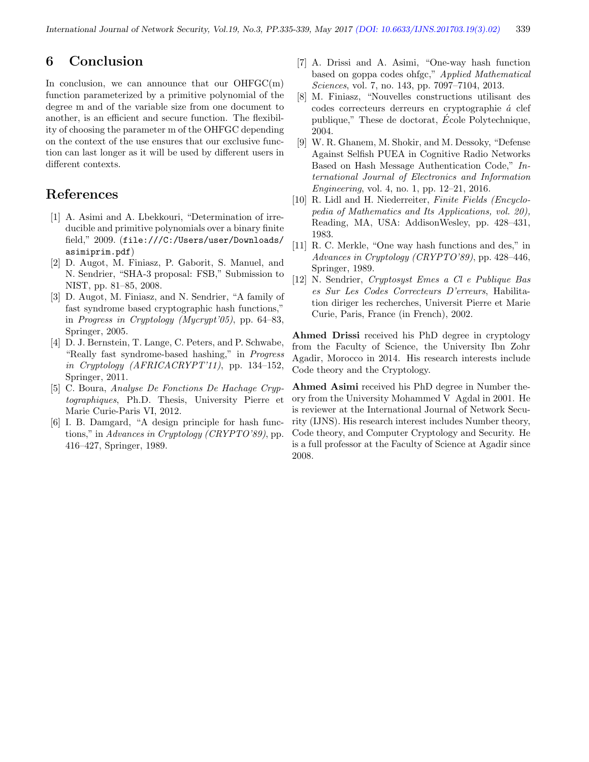## 6 Conclusion

In conclusion, we can announce that our OHFGC(m) function parameterized by a primitive polynomial of the degree m and of the variable size from one document to another, is an efficient and secure function. The flexibility of choosing the parameter m of the OHFGC depending on the context of the use ensures that our exclusive function can last longer as it will be used by different users in different contexts.

## References

[1] A. Asimi and A. Lbekkouri, "Determination of irreducible and primitive polynomials over a binary finite field," 2009. (`file:///C:/Users/user/Downloads/asimiprim.pdf`)

[2] D. Augot, M. Finiasz, P. Gaborit, S. Manuel, and N. Sendrier, "SHA-3 proposal: FSB," Submission to NIST, pp. 81–85, 2008.

[3] D. Augot, M. Finiasz, and N. Sendrier, "A family of fast syndrome based cryptographic hash functions," in *Progress in Cryptology (Mycrypt'05)*, pp. 64–83, Springer, 2005.

[4] D. J. Bernstein, T. Lange, C. Peters, and P. Schwabe, "Really fast syndrome-based hashing," in *Progress in Cryptology (AFRICACRYPT'11)*, pp. 134–152, Springer, 2011.

[5] C. Boura, *Analyse De Fonctions De Hachage Cryptographiques*, Ph.D. Thesis, University Pierre et Marie Curie-Paris VI, 2012.

[6] I. B. Damgard, "A design principle for hash functions," in *Advances in Cryptology (CRYPTO'89)*, pp. 416–427, Springer, 1989.

[7] A. Drissi and A. Asimi, "One-way hash function based on goppa codes ohfgc," *Applied Mathematical Sciences*, vol. 7, no. 143, pp. 7097–7104, 2013.

[8] M. Finiasz, "Nouvelles constructions utilisant des codes correcteurs derreurs en cryptographie á clef publique," These de doctorat, École Polytechnique, 2004.

[9] W. R. Ghanem, M. Shokir, and M. Dessoky, "Defense Against Selfish PUEA in Cognitive Radio Networks Based on Hash Message Authentication Code," *International Journal of Electronics and Information Engineering*, vol. 4, no. 1, pp. 12–21, 2016.

[10] R. Lidl and H. Niederreiter, *Finite Fields (Encyclopedia of Mathematics and Its Applications, vol. 20),* Reading, MA, USA: AddisonWesley, pp. 428–431, 1983.

[11] R. C. Merkle, "One way hash functions and des," in *Advances in Cryptology (CRYPTO'89)*, pp. 428–446, Springer, 1989.

[12] N. Sendrier, *Cryptosyst Emes a Cl e Publique Bas es Sur Les Codes Correcteurs D'erreurs*, Habilitation diriger les recherches, Universit Pierre et Marie Curie, Paris, France (in French), 2002.

**Ahmed Drissi** received his PhD degree in cryptology from the Faculty of Science, the University Ibn Zohr Agadir, Morocco in 2014. His research interests include Code theory and the Cryptology.

**Ahmed Asimi** received his PhD degree in Number theory from the University Mohammed V Agdal in 2001. He is reviewer at the International Journal of Network Security (IJNS). His research interest includes Number theory, Code theory, and Computer Cryptology and Security. He is a full professor at the Faculty of Science at Agadir since 2008.